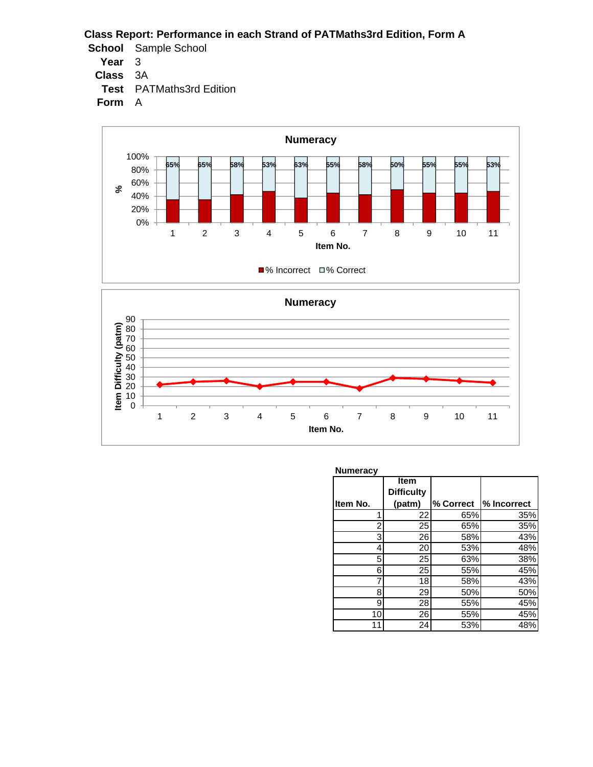**Class Report: Performance in each Strand of PATMaths3rd Edition, Form A**

**School** Sample School
**Year** 3
**Class** 3A
**Test** PATMaths3rd Edition
**Form** A

**Numeracy**

| Item No. | Item Difficulty (patm) | % Correct | % Incorrect |
|---|---|---|---|
| 1 | 22 | 65% | 35% |
| 2 | 25 | 65% | 35% |
| 3 | 26 | 58% | 43% |
| 4 | 20 | 53% | 48% |
| 5 | 25 | 63% | 38% |
| 6 | 25 | 55% | 45% |
| 7 | 18 | 58% | 43% |
| 8 | 29 | 50% | 50% |
| 9 | 28 | 55% | 45% |
| 10 | 26 | 55% | 45% |
| 11 | 24 | 53% | 48% |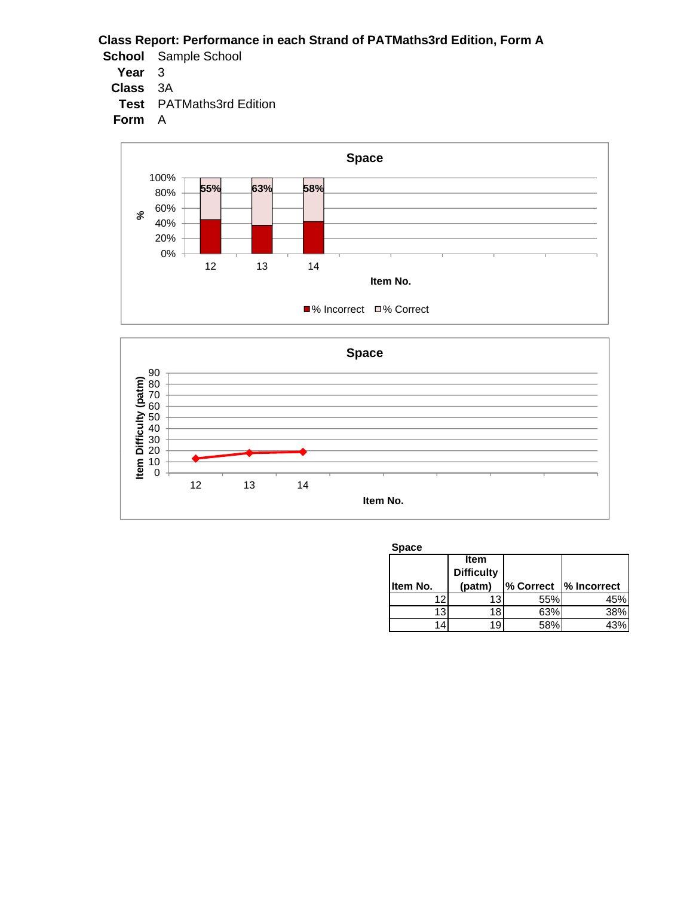**Class Report: Performance in each Strand of PATMaths3rd Edition, Form A**

**School** Sample School
**Year** 3
**Class** 3A
**Test** PATMaths3rd Edition
**Form** A

**Space**

| Item No. | Item Difficulty (patm) | % Correct | % Incorrect |
|---|---|---|---|
| 12 | 13 | 55% | 45% |
| 13 | 18 | 63% | 38% |
| 14 | 19 | 58% | 43% |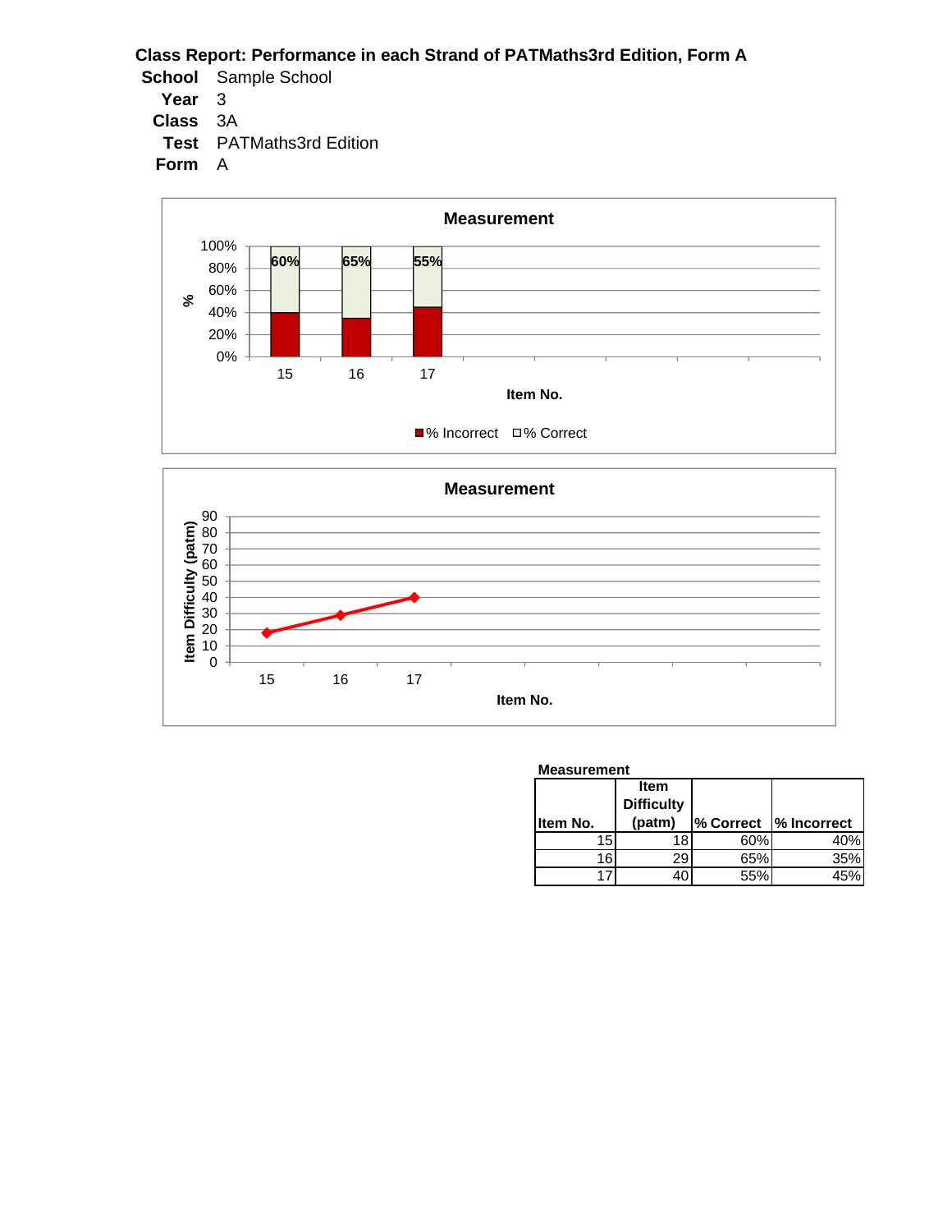**Class Report: Performance in each Strand of PATMaths3rd Edition, Form A**

**School** Sample School
**Year** 3
**Class** 3A
**Test** PATMaths3rd Edition
**Form** A

**Measurement**

| Item No. | Item Difficulty (patm) | % Correct | % Incorrect |
|---|---|---|---|
| 15 | 18 | 60% | 40% |
| 16 | 29 | 65% | 35% |
| 17 | 40 | 55% | 45% |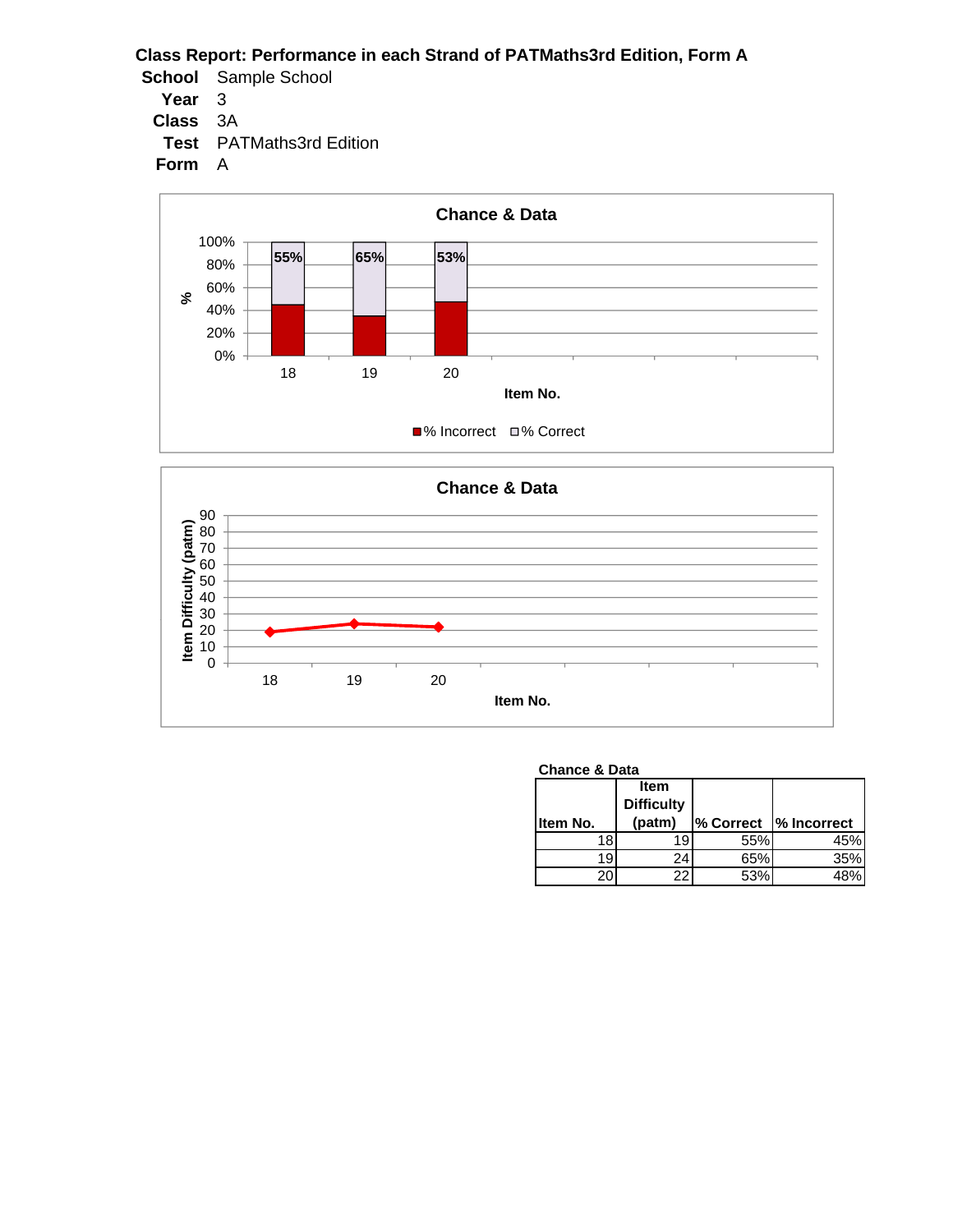**Class Report: Performance in each Strand of PATMaths3rd Edition, Form A**

**School** Sample School

**Year** 3

**Class** 3A

**Test** PATMaths3rd Edition

**Form** A

Chance & Data

100%
80%
60%
40%
20%
0%

%

55%
65%
53%

18
19
20

Item No.

% Incorrect
% Correct

Chance & Data

90
80
70
60
50
40
30
20
10
0

Item Difficulty (patm)

18
19
20

Item No.

**Chance & Data**

| Item No. | Item Difficulty (patm) | % Correct | % Incorrect |
|---|---|---|---|
| 18 | 19 | 55% | 45% |
| 19 | 24 | 65% | 35% |
| 20 | 22 | 53% | 48% |